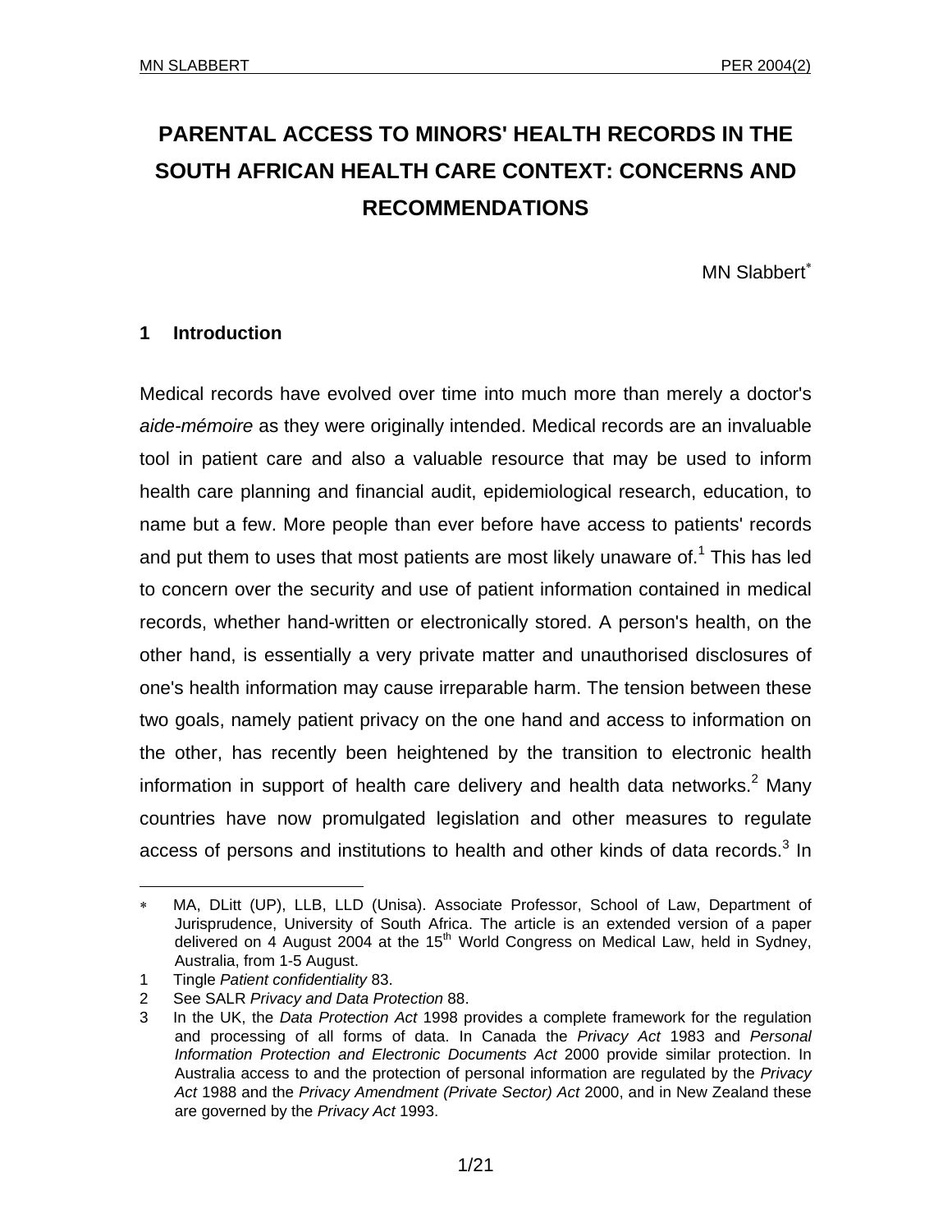# PARENTAL ACCESS TO MINORS' HEALTH RECORDS IN THE SOUTH AFRICAN HEALTH CARE CONTEXT: CONCERNS AND RECOMMENDATIONS

MN Slabbert[∗]

## 1 Introduction

Medical records have evolved over time into much more than merely a doctor's *aide-mémoire* as they were originally intended. Medical records are an invaluable tool in patient care and also a valuable resource that may be used to inform health care planning and financial audit, epidemiological research, education, to name but a few. More people than ever before have access to patients' records and put them to uses that most patients are most likely unaware of.[1] This has led to concern over the security and use of patient information contained in medical records, whether hand-written or electronically stored. A person's health, on the other hand, is essentially a very private matter and unauthorised disclosures of one's health information may cause irreparable harm. The tension between these two goals, namely patient privacy on the one hand and access to information on the other, has recently been heightened by the transition to electronic health information in support of health care delivery and health data networks.[2] Many countries have now promulgated legislation and other measures to regulate access of persons and institutions to health and other kinds of data records.[3] In

---

∗ MA, DLitt (UP), LLB, LLD (Unisa). Associate Professor, School of Law, Department of Jurisprudence, University of South Africa. The article is an extended version of a paper delivered on 4 August 2004 at the 15th World Congress on Medical Law, held in Sydney, Australia, from 1-5 August.

1 Tingle *Patient confidentiality* 83.

2 See SALR *Privacy and Data Protection* 88.

3 In the UK, the *Data Protection Act* 1998 provides a complete framework for the regulation and processing of all forms of data. In Canada the *Privacy Act* 1983 and *Personal Information Protection and Electronic Documents Act* 2000 provide similar protection. In Australia access to and the protection of personal information are regulated by the *Privacy Act* 1988 and the *Privacy Amendment (Private Sector) Act* 2000, and in New Zealand these are governed by the *Privacy Act* 1993.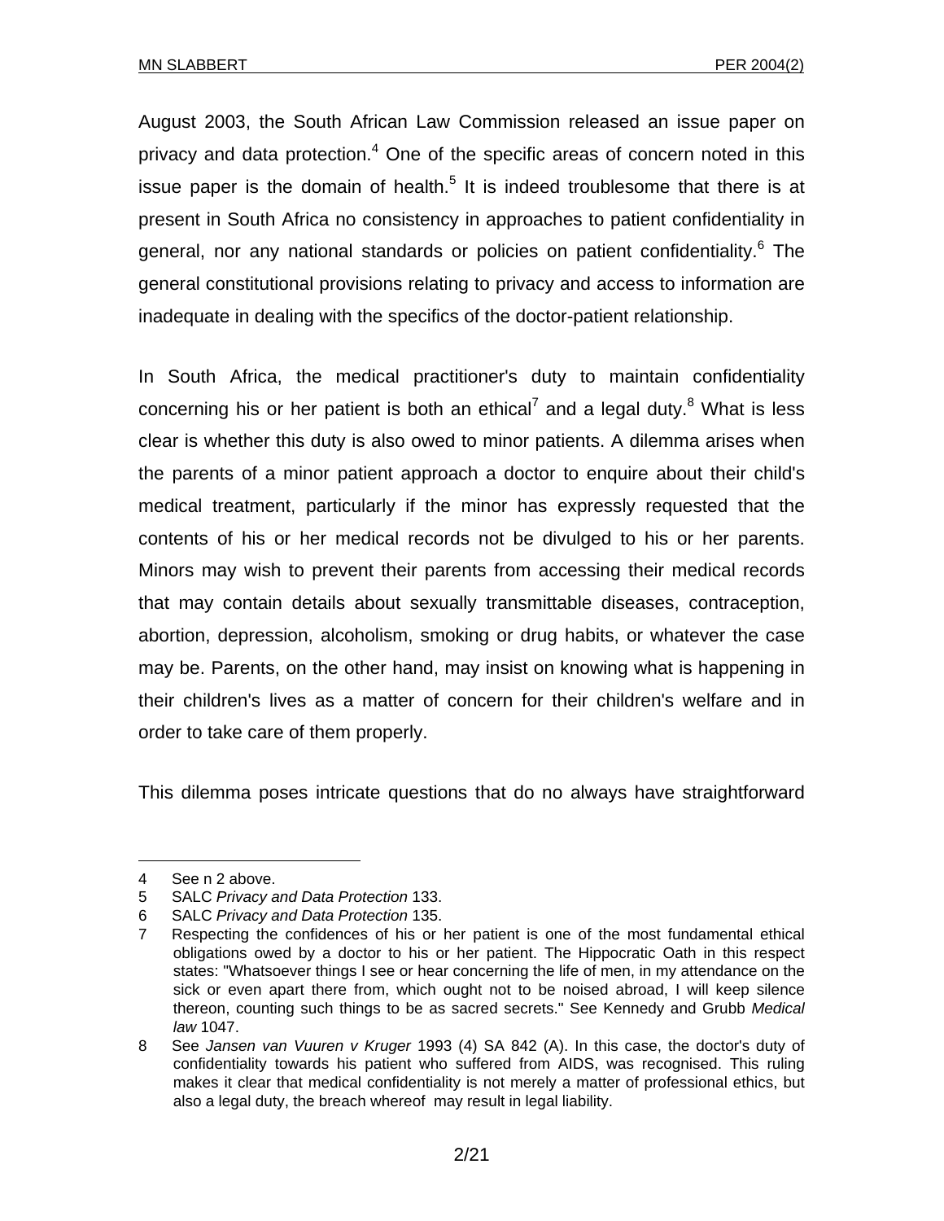August 2003, the South African Law Commission released an issue paper on privacy and data protection.[4] One of the specific areas of concern noted in this issue paper is the domain of health.[5] It is indeed troublesome that there is at present in South Africa no consistency in approaches to patient confidentiality in general, nor any national standards or policies on patient confidentiality.[6] The general constitutional provisions relating to privacy and access to information are inadequate in dealing with the specifics of the doctor-patient relationship.

In South Africa, the medical practitioner's duty to maintain confidentiality concerning his or her patient is both an ethical[7] and a legal duty.[8] What is less clear is whether this duty is also owed to minor patients. A dilemma arises when the parents of a minor patient approach a doctor to enquire about their child's medical treatment, particularly if the minor has expressly requested that the contents of his or her medical records not be divulged to his or her parents. Minors may wish to prevent their parents from accessing their medical records that may contain details about sexually transmittable diseases, contraception, abortion, depression, alcoholism, smoking or drug habits, or whatever the case may be. Parents, on the other hand, may insist on knowing what is happening in their children's lives as a matter of concern for their children's welfare and in order to take care of them properly.

This dilemma poses intricate questions that do no always have straightforward

---

4 See n 2 above.

5 SALC *Privacy and Data Protection* 133.

6 SALC *Privacy and Data Protection* 135.

7 Respecting the confidences of his or her patient is one of the most fundamental ethical obligations owed by a doctor to his or her patient. The Hippocratic Oath in this respect states: "Whatsoever things I see or hear concerning the life of men, in my attendance on the sick or even apart there from, which ought not to be noised abroad, I will keep silence thereon, counting such things to be as sacred secrets." See Kennedy and Grubb *Medical law* 1047.

8 See *Jansen van Vuuren v Kruger* 1993 (4) SA 842 (A). In this case, the doctor's duty of confidentiality towards his patient who suffered from AIDS, was recognised. This ruling makes it clear that medical confidentiality is not merely a matter of professional ethics, but also a legal duty, the breach whereof may result in legal liability.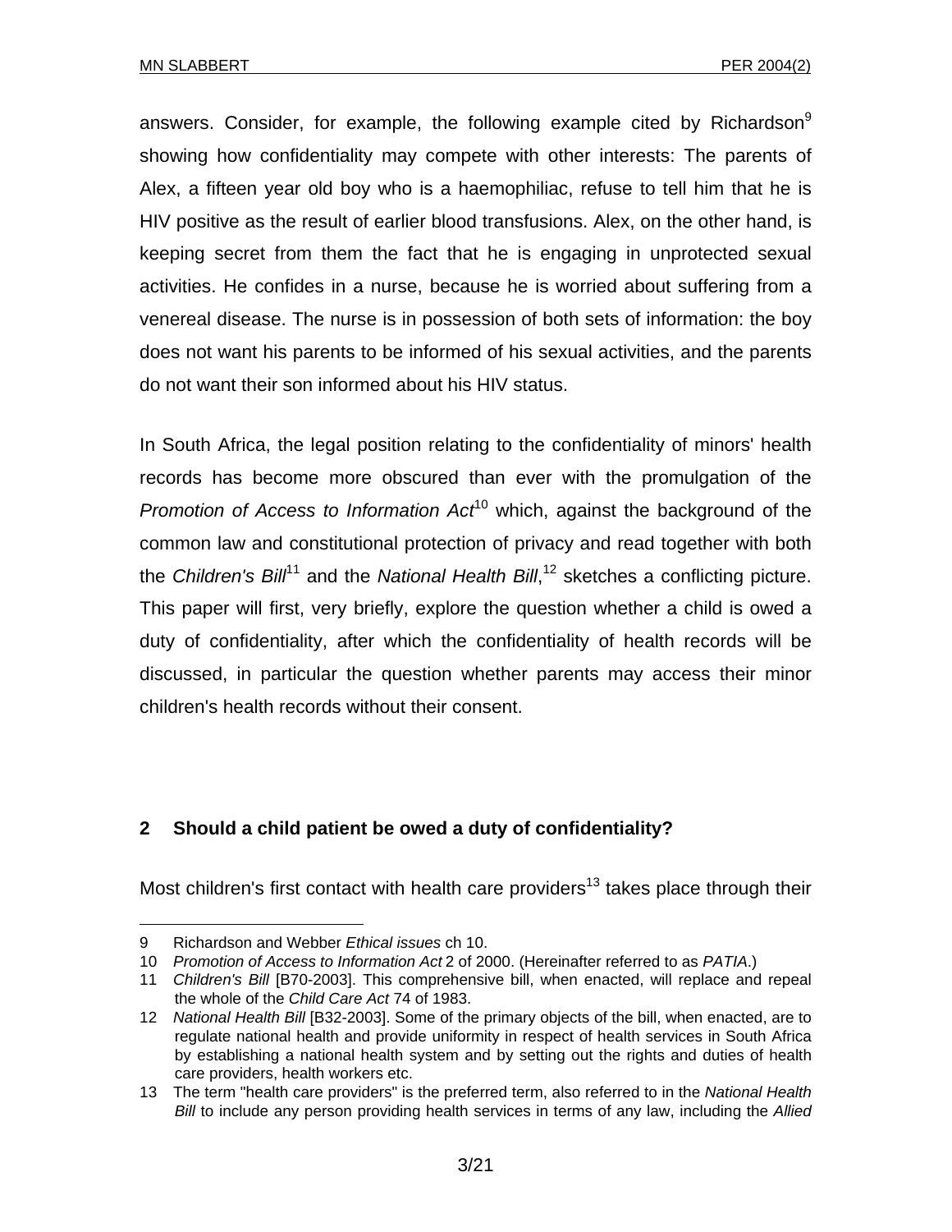answers. Consider, for example, the following example cited by Richardson[9] showing how confidentiality may compete with other interests: The parents of Alex, a fifteen year old boy who is a haemophiliac, refuse to tell him that he is HIV positive as the result of earlier blood transfusions. Alex, on the other hand, is keeping secret from them the fact that he is engaging in unprotected sexual activities. He confides in a nurse, because he is worried about suffering from a venereal disease. The nurse is in possession of both sets of information: the boy does not want his parents to be informed of his sexual activities, and the parents do not want their son informed about his HIV status.

In South Africa, the legal position relating to the confidentiality of minors' health records has become more obscured than ever with the promulgation of the *Promotion of Access to Information Act*[10] which, against the background of the common law and constitutional protection of privacy and read together with both the *Children's Bill*[11] and the *National Health Bill*,[12] sketches a conflicting picture. This paper will first, very briefly, explore the question whether a child is owed a duty of confidentiality, after which the confidentiality of health records will be discussed, in particular the question whether parents may access their minor children's health records without their consent.

## 2 Should a child patient be owed a duty of confidentiality?

Most children's first contact with health care providers[13] takes place through their

---

9 Richardson and Webber *Ethical issues* ch 10.

10 *Promotion of Access to Information Act* 2 of 2000. (Hereinafter referred to as *PATIA*.)

11 *Children's Bill* [B70-2003]. This comprehensive bill, when enacted, will replace and repeal the whole of the *Child Care Act* 74 of 1983.

12 *National Health Bill* [B32-2003]. Some of the primary objects of the bill, when enacted, are to regulate national health and provide uniformity in respect of health services in South Africa by establishing a national health system and by setting out the rights and duties of health care providers, health workers etc.

13 The term "health care providers" is the preferred term, also referred to in the *National Health Bill* to include any person providing health services in terms of any law, including the *Allied*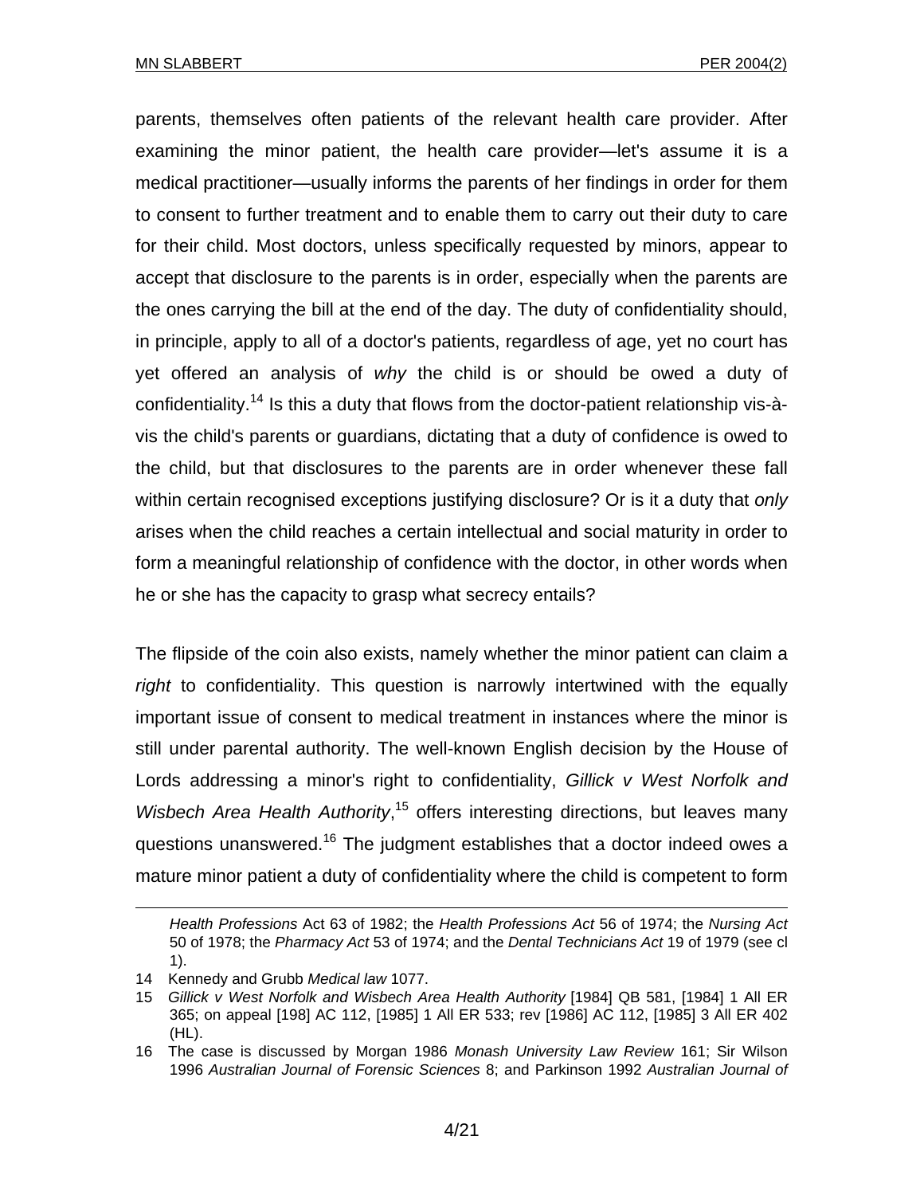parents, themselves often patients of the relevant health care provider. After examining the minor patient, the health care provider—let's assume it is a medical practitioner—usually informs the parents of her findings in order for them to consent to further treatment and to enable them to carry out their duty to care for their child. Most doctors, unless specifically requested by minors, appear to accept that disclosure to the parents is in order, especially when the parents are the ones carrying the bill at the end of the day. The duty of confidentiality should, in principle, apply to all of a doctor's patients, regardless of age, yet no court has yet offered an analysis of *why* the child is or should be owed a duty of confidentiality.[14] Is this a duty that flows from the doctor-patient relationship vis-à-vis the child's parents or guardians, dictating that a duty of confidence is owed to the child, but that disclosures to the parents are in order whenever these fall within certain recognised exceptions justifying disclosure? Or is it a duty that *only* arises when the child reaches a certain intellectual and social maturity in order to form a meaningful relationship of confidence with the doctor, in other words when he or she has the capacity to grasp what secrecy entails?

The flipside of the coin also exists, namely whether the minor patient can claim a *right* to confidentiality. This question is narrowly intertwined with the equally important issue of consent to medical treatment in instances where the minor is still under parental authority. The well-known English decision by the House of Lords addressing a minor's right to confidentiality, *Gillick v West Norfolk and Wisbech Area Health Authority*,[15] offers interesting directions, but leaves many questions unanswered.[16] The judgment establishes that a doctor indeed owes a mature minor patient a duty of confidentiality where the child is competent to form

---

*Health Professions* Act 63 of 1982; the *Health Professions Act* 56 of 1974; the *Nursing Act* 50 of 1978; the *Pharmacy Act* 53 of 1974; and the *Dental Technicians Act* 19 of 1979 (see cl 1).

14 Kennedy and Grubb *Medical law* 1077.

15 *Gillick v West Norfolk and Wisbech Area Health Authority* [1984] QB 581, [1984] 1 All ER 365; on appeal [198] AC 112, [1985] 1 All ER 533; rev [1986] AC 112, [1985] 3 All ER 402 (HL).

16 The case is discussed by Morgan 1986 *Monash University Law Review* 161; Sir Wilson 1996 *Australian Journal of Forensic Sciences* 8; and Parkinson 1992 *Australian Journal of*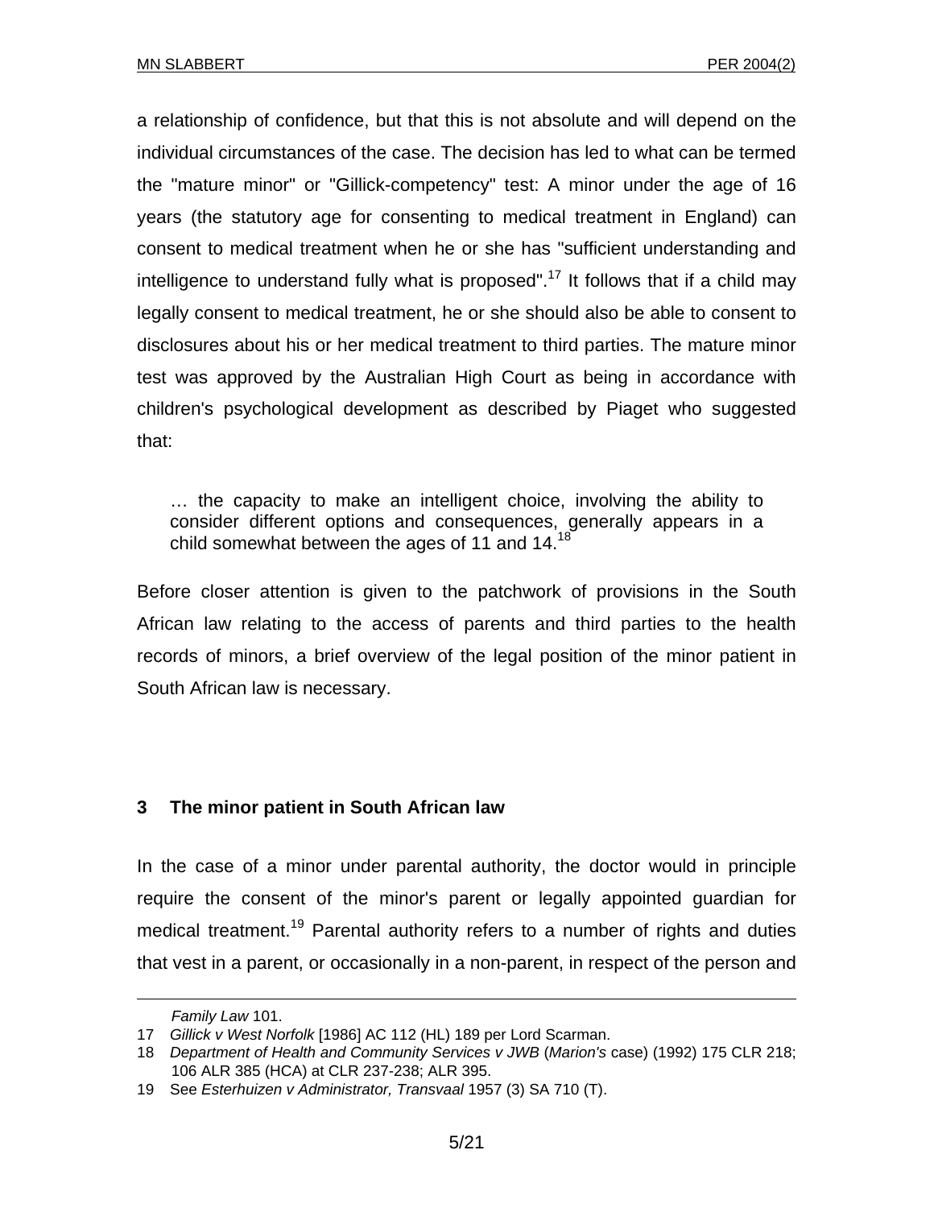a relationship of confidence, but that this is not absolute and will depend on the individual circumstances of the case. The decision has led to what can be termed the "mature minor" or "Gillick-competency" test: A minor under the age of 16 years (the statutory age for consenting to medical treatment in England) can consent to medical treatment when he or she has "sufficient understanding and intelligence to understand fully what is proposed".[17] It follows that if a child may legally consent to medical treatment, he or she should also be able to consent to disclosures about his or her medical treatment to third parties. The mature minor test was approved by the Australian High Court as being in accordance with children's psychological development as described by Piaget who suggested that:

> … the capacity to make an intelligent choice, involving the ability to consider different options and consequences, generally appears in a child somewhat between the ages of 11 and 14.[18]

Before closer attention is given to the patchwork of provisions in the South African law relating to the access of parents and third parties to the health records of minors, a brief overview of the legal position of the minor patient in South African law is necessary.

## 3 The minor patient in South African law

In the case of a minor under parental authority, the doctor would in principle require the consent of the minor's parent or legally appointed guardian for medical treatment.[19] Parental authority refers to a number of rights and duties that vest in a parent, or occasionally in a non-parent, in respect of the person and

---

*Family Law* 101.

17 *Gillick v West Norfolk* [1986] AC 112 (HL) 189 per Lord Scarman.

18 *Department of Health and Community Services v JWB* (*Marion's* case) (1992) 175 CLR 218; 106 ALR 385 (HCA) at CLR 237-238; ALR 395.

19 See *Esterhuizen v Administrator, Transvaal* 1957 (3) SA 710 (T).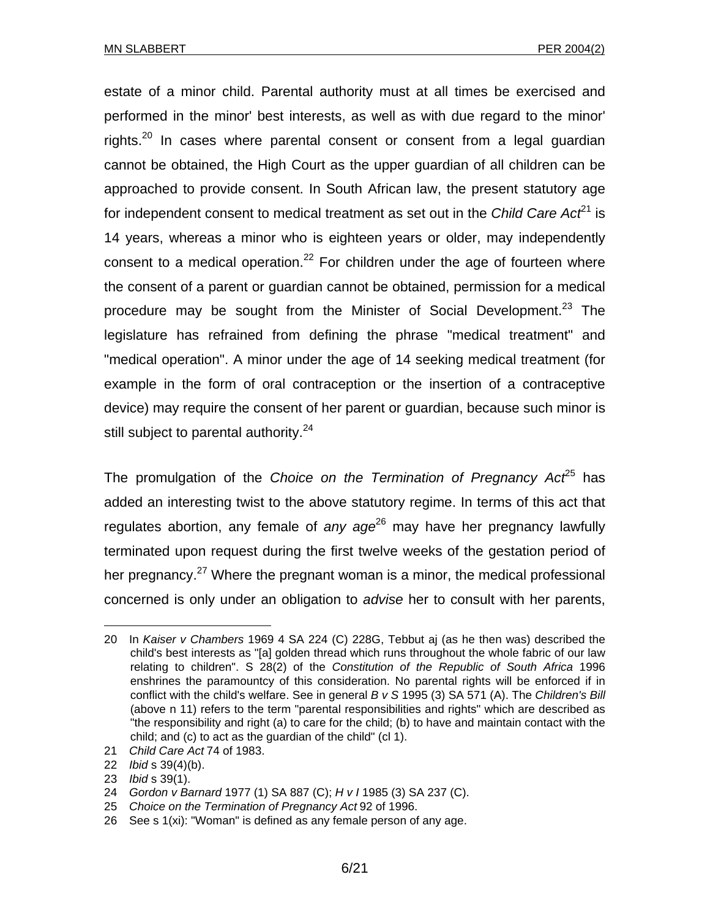estate of a minor child. Parental authority must at all times be exercised and performed in the minor' best interests, as well as with due regard to the minor' rights.[20] In cases where parental consent or consent from a legal guardian cannot be obtained, the High Court as the upper guardian of all children can be approached to provide consent. In South African law, the present statutory age for independent consent to medical treatment as set out in the *Child Care Act*[21] is 14 years, whereas a minor who is eighteen years or older, may independently consent to a medical operation.[22] For children under the age of fourteen where the consent of a parent or guardian cannot be obtained, permission for a medical procedure may be sought from the Minister of Social Development.[23] The legislature has refrained from defining the phrase "medical treatment" and "medical operation". A minor under the age of 14 seeking medical treatment (for example in the form of oral contraception or the insertion of a contraceptive device) may require the consent of her parent or guardian, because such minor is still subject to parental authority.[24]

The promulgation of the *Choice on the Termination of Pregnancy Act*[25] has added an interesting twist to the above statutory regime. In terms of this act that regulates abortion, any female of *any age*[26] may have her pregnancy lawfully terminated upon request during the first twelve weeks of the gestation period of her pregnancy.[27] Where the pregnant woman is a minor, the medical professional concerned is only under an obligation to *advise* her to consult with her parents,

---

20 In *Kaiser v Chambers* 1969 4 SA 224 (C) 228G, Tebbut aj (as he then was) described the child's best interests as "[a] golden thread which runs throughout the whole fabric of our law relating to children". S 28(2) of the *Constitution of the Republic of South Africa* 1996 enshrines the paramountcy of this consideration. No parental rights will be enforced if in conflict with the child's welfare. See in general *B v S* 1995 (3) SA 571 (A). The *Children's Bill* (above n 11) refers to the term "parental responsibilities and rights" which are described as "the responsibility and right (a) to care for the child; (b) to have and maintain contact with the child; and (c) to act as the guardian of the child" (cl 1).

21 *Child Care Act* 74 of 1983.

22 *Ibid* s 39(4)(b).

23 *Ibid* s 39(1).

24 *Gordon v Barnard* 1977 (1) SA 887 (C); *H v I* 1985 (3) SA 237 (C).

25 *Choice on the Termination of Pregnancy Act* 92 of 1996.

26 See s 1(xi): "Woman" is defined as any female person of any age.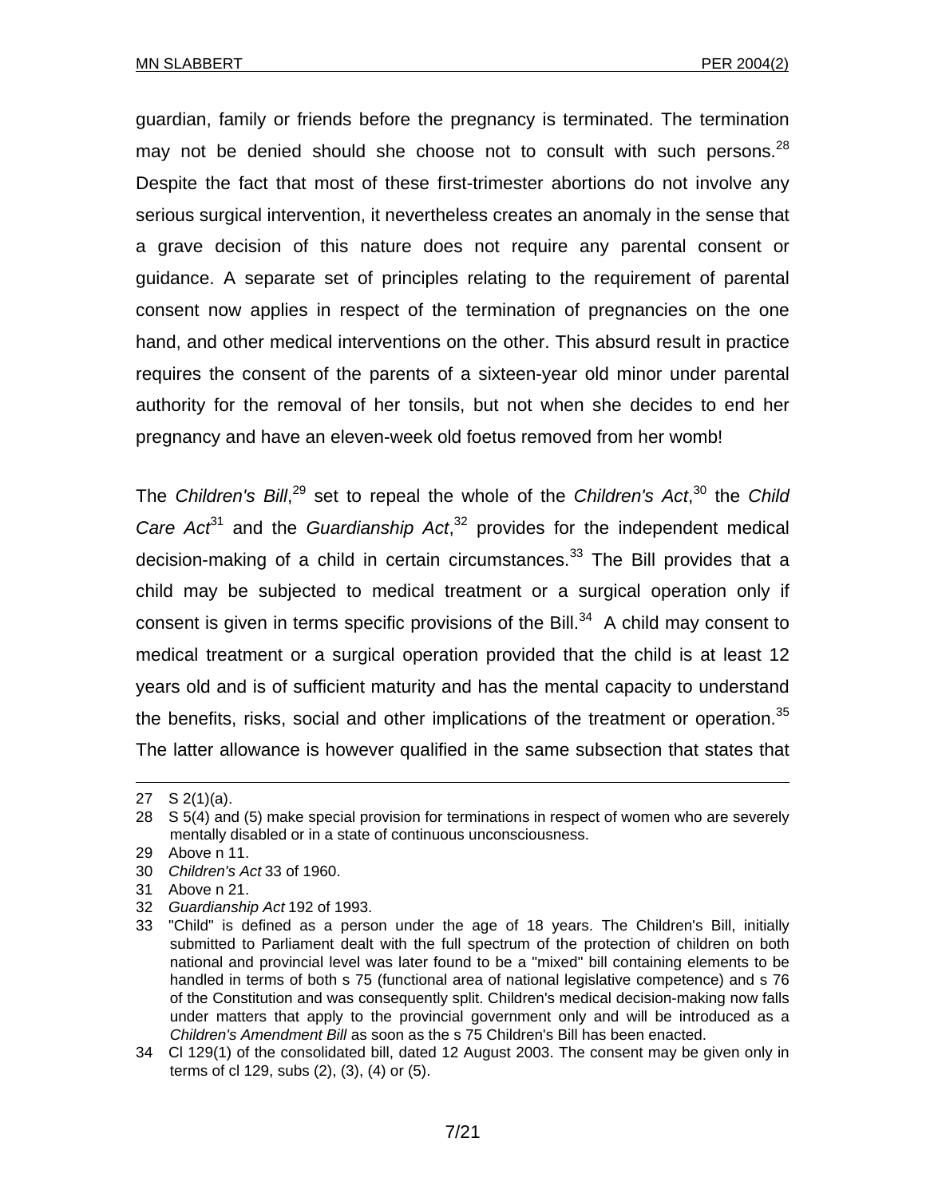guardian, family or friends before the pregnancy is terminated. The termination may not be denied should she choose not to consult with such persons.[28] Despite the fact that most of these first-trimester abortions do not involve any serious surgical intervention, it nevertheless creates an anomaly in the sense that a grave decision of this nature does not require any parental consent or guidance. A separate set of principles relating to the requirement of parental consent now applies in respect of the termination of pregnancies on the one hand, and other medical interventions on the other. This absurd result in practice requires the consent of the parents of a sixteen-year old minor under parental authority for the removal of her tonsils, but not when she decides to end her pregnancy and have an eleven-week old foetus removed from her womb!

The *Children's Bill*,[29] set to repeal the whole of the *Children's Act*,[30] the *Child Care Act*[31] and the *Guardianship Act*,[32] provides for the independent medical decision-making of a child in certain circumstances.[33] The Bill provides that a child may be subjected to medical treatment or a surgical operation only if consent is given in terms specific provisions of the Bill.[34] A child may consent to medical treatment or a surgical operation provided that the child is at least 12 years old and is of sufficient maturity and has the mental capacity to understand the benefits, risks, social and other implications of the treatment or operation.[35] The latter allowance is however qualified in the same subsection that states that

---

27 S 2(1)(a).

28 S 5(4) and (5) make special provision for terminations in respect of women who are severely mentally disabled or in a state of continuous unconsciousness.

29 Above n 11.

30 *Children's Act* 33 of 1960.

31 Above n 21.

32 *Guardianship Act* 192 of 1993.

33 "Child" is defined as a person under the age of 18 years. The Children's Bill, initially submitted to Parliament dealt with the full spectrum of the protection of children on both national and provincial level was later found to be a "mixed" bill containing elements to be handled in terms of both s 75 (functional area of national legislative competence) and s 76 of the Constitution and was consequently split. Children's medical decision-making now falls under matters that apply to the provincial government only and will be introduced as a *Children's Amendment Bill* as soon as the s 75 Children's Bill has been enacted.

34 Cl 129(1) of the consolidated bill, dated 12 August 2003. The consent may be given only in terms of cl 129, subs (2), (3), (4) or (5).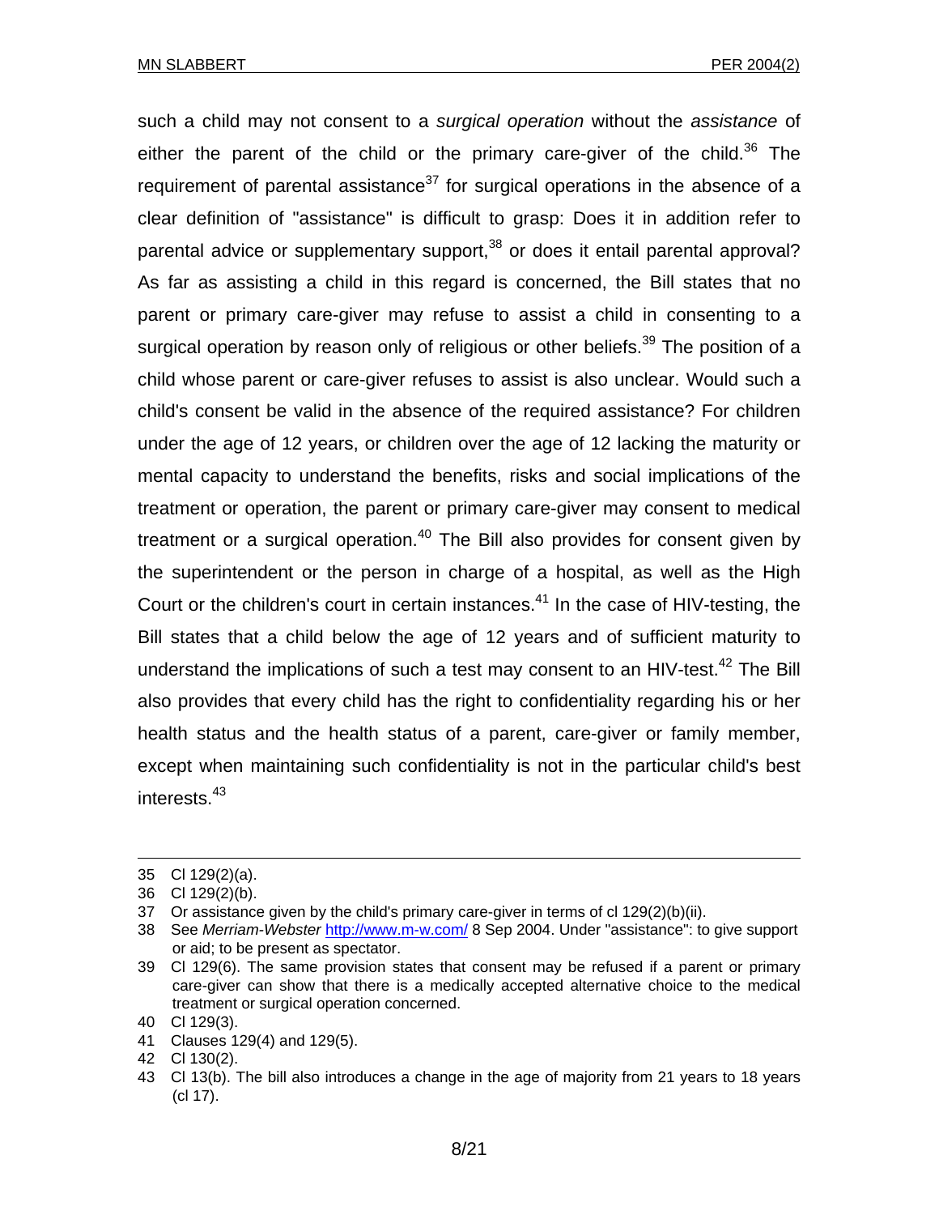such a child may not consent to a *surgical operation* without the *assistance* of either the parent of the child or the primary care-giver of the child.[36] The requirement of parental assistance[37] for surgical operations in the absence of a clear definition of "assistance" is difficult to grasp: Does it in addition refer to parental advice or supplementary support,[38] or does it entail parental approval? As far as assisting a child in this regard is concerned, the Bill states that no parent or primary care-giver may refuse to assist a child in consenting to a surgical operation by reason only of religious or other beliefs.[39] The position of a child whose parent or care-giver refuses to assist is also unclear. Would such a child's consent be valid in the absence of the required assistance? For children under the age of 12 years, or children over the age of 12 lacking the maturity or mental capacity to understand the benefits, risks and social implications of the treatment or operation, the parent or primary care-giver may consent to medical treatment or a surgical operation.[40] The Bill also provides for consent given by the superintendent or the person in charge of a hospital, as well as the High Court or the children's court in certain instances.[41] In the case of HIV-testing, the Bill states that a child below the age of 12 years and of sufficient maturity to understand the implications of such a test may consent to an HIV-test.[42] The Bill also provides that every child has the right to confidentiality regarding his or her health status and the health status of a parent, care-giver or family member, except when maintaining such confidentiality is not in the particular child's best interests.[43]

---

35 Cl 129(2)(a).

36 Cl 129(2)(b).

37 Or assistance given by the child's primary care-giver in terms of cl 129(2)(b)(ii).

38 See *Merriam-Webster* http://www.m-w.com/ 8 Sep 2004. Under "assistance": to give support or aid; to be present as spectator.

39 Cl 129(6). The same provision states that consent may be refused if a parent or primary care-giver can show that there is a medically accepted alternative choice to the medical treatment or surgical operation concerned.

40 Cl 129(3).

41 Clauses 129(4) and 129(5).

42 Cl 130(2).

43 Cl 13(b). The bill also introduces a change in the age of majority from 21 years to 18 years (cl 17).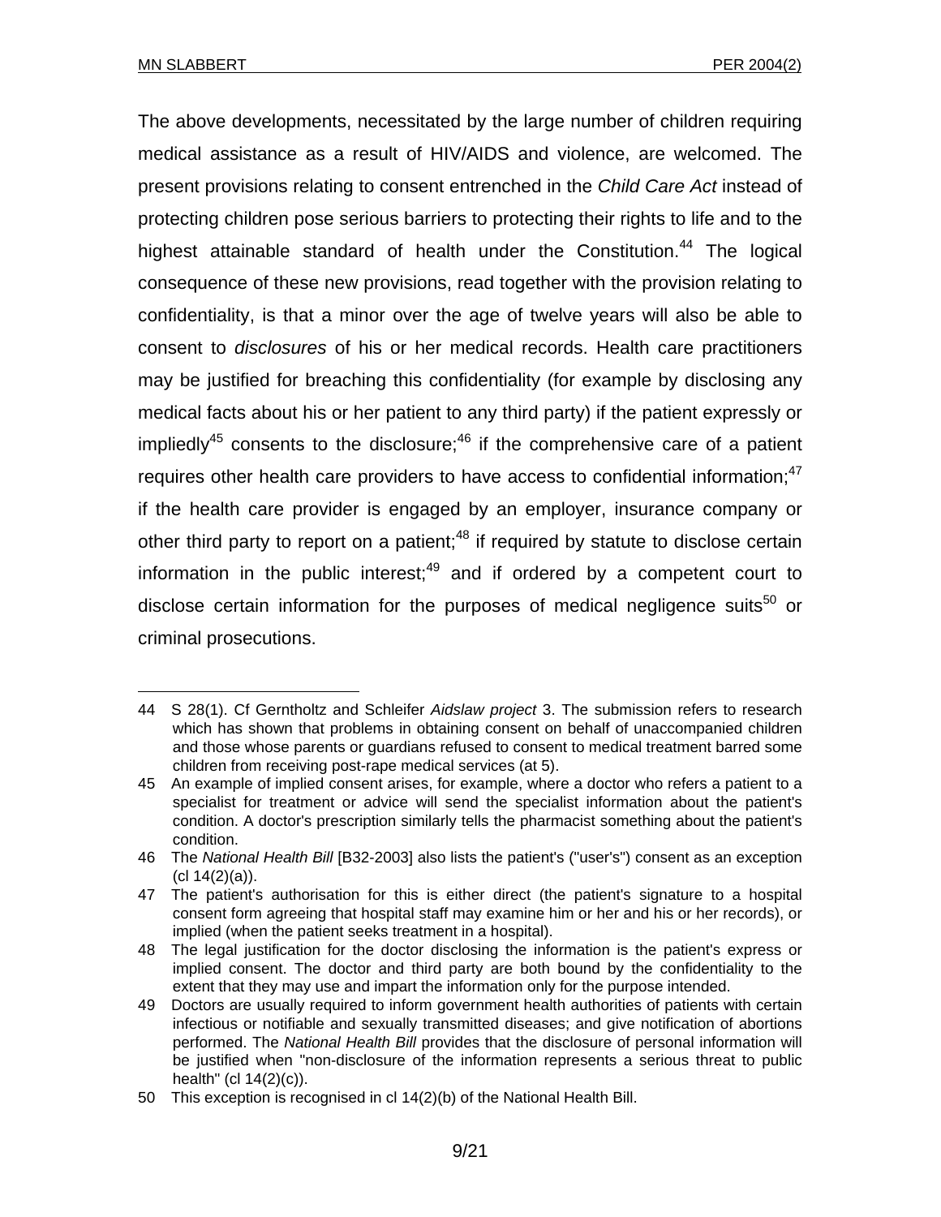The above developments, necessitated by the large number of children requiring medical assistance as a result of HIV/AIDS and violence, are welcomed. The present provisions relating to consent entrenched in the *Child Care Act* instead of protecting children pose serious barriers to protecting their rights to life and to the highest attainable standard of health under the Constitution.[44] The logical consequence of these new provisions, read together with the provision relating to confidentiality, is that a minor over the age of twelve years will also be able to consent to *disclosures* of his or her medical records. Health care practitioners may be justified for breaching this confidentiality (for example by disclosing any medical facts about his or her patient to any third party) if the patient expressly or impliedly[45] consents to the disclosure;[46] if the comprehensive care of a patient requires other health care providers to have access to confidential information;[47] if the health care provider is engaged by an employer, insurance company or other third party to report on a patient;[48] if required by statute to disclose certain information in the public interest;[49] and if ordered by a competent court to disclose certain information for the purposes of medical negligence suits[50] or criminal prosecutions.

---

44 S 28(1). Cf Gerntholtz and Schleifer *Aidslaw project* 3. The submission refers to research which has shown that problems in obtaining consent on behalf of unaccompanied children and those whose parents or guardians refused to consent to medical treatment barred some children from receiving post-rape medical services (at 5).

45 An example of implied consent arises, for example, where a doctor who refers a patient to a specialist for treatment or advice will send the specialist information about the patient's condition. A doctor's prescription similarly tells the pharmacist something about the patient's condition.

46 The *National Health Bill* [B32-2003] also lists the patient's ("user's") consent as an exception (cl 14(2)(a)).

47 The patient's authorisation for this is either direct (the patient's signature to a hospital consent form agreeing that hospital staff may examine him or her and his or her records), or implied (when the patient seeks treatment in a hospital).

48 The legal justification for the doctor disclosing the information is the patient's express or implied consent. The doctor and third party are both bound by the confidentiality to the extent that they may use and impart the information only for the purpose intended.

49 Doctors are usually required to inform government health authorities of patients with certain infectious or notifiable and sexually transmitted diseases; and give notification of abortions performed. The *National Health Bill* provides that the disclosure of personal information will be justified when "non-disclosure of the information represents a serious threat to public health" (cl 14(2)(c)).

50 This exception is recognised in cl 14(2)(b) of the National Health Bill.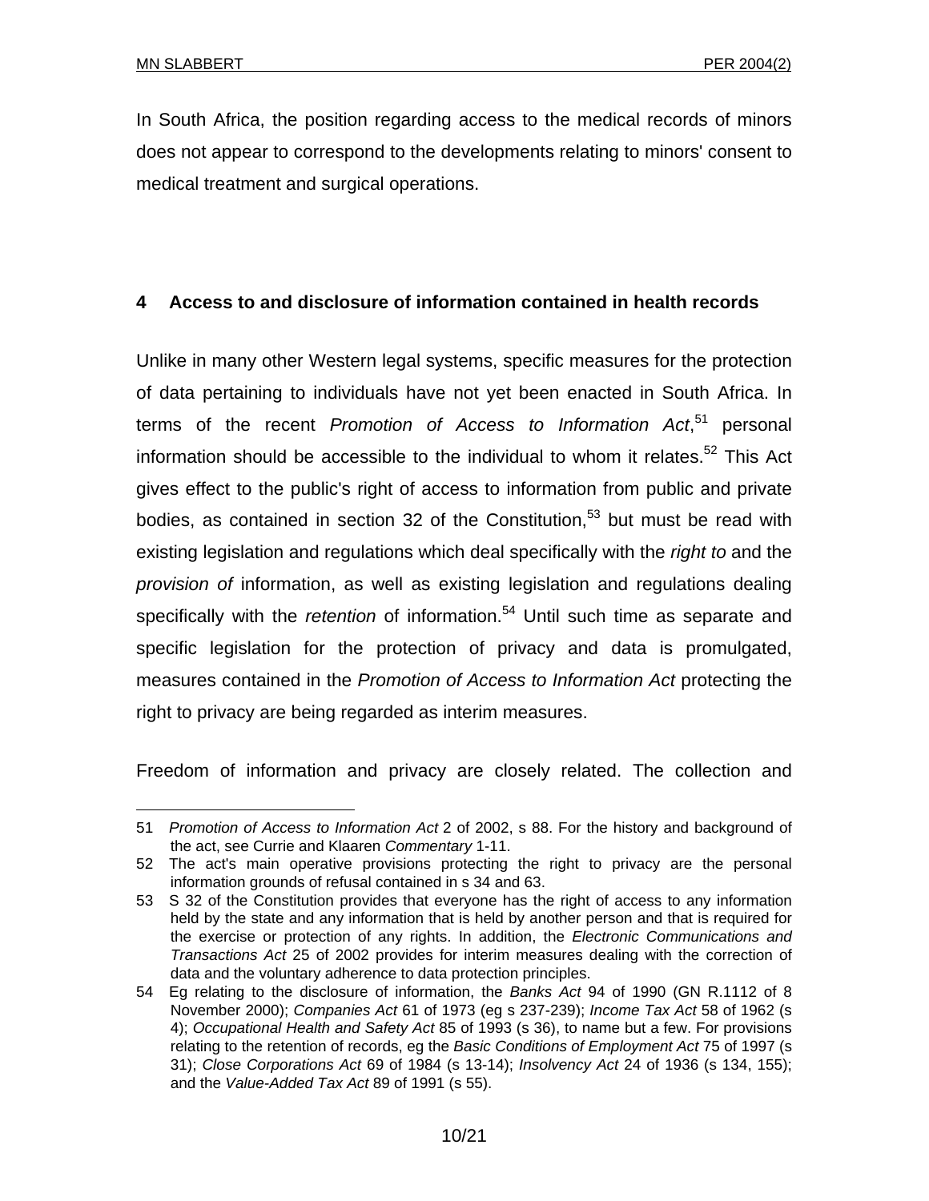In South Africa, the position regarding access to the medical records of minors does not appear to correspond to the developments relating to minors' consent to medical treatment and surgical operations.

## 4 Access to and disclosure of information contained in health records

Unlike in many other Western legal systems, specific measures for the protection of data pertaining to individuals have not yet been enacted in South Africa. In terms of the recent *Promotion of Access to Information Act*,[51] personal information should be accessible to the individual to whom it relates.[52] This Act gives effect to the public's right of access to information from public and private bodies, as contained in section 32 of the Constitution,[53] but must be read with existing legislation and regulations which deal specifically with the *right to* and the *provision of* information, as well as existing legislation and regulations dealing specifically with the *retention* of information.[54] Until such time as separate and specific legislation for the protection of privacy and data is promulgated, measures contained in the *Promotion of Access to Information Act* protecting the right to privacy are being regarded as interim measures.

Freedom of information and privacy are closely related. The collection and

---

51 *Promotion of Access to Information Act* 2 of 2002, s 88. For the history and background of the act, see Currie and Klaaren *Commentary* 1-11.

52 The act's main operative provisions protecting the right to privacy are the personal information grounds of refusal contained in s 34 and 63.

53 S 32 of the Constitution provides that everyone has the right of access to any information held by the state and any information that is held by another person and that is required for the exercise or protection of any rights. In addition, the *Electronic Communications and Transactions Act* 25 of 2002 provides for interim measures dealing with the correction of data and the voluntary adherence to data protection principles.

54 Eg relating to the disclosure of information, the *Banks Act* 94 of 1990 (GN R.1112 of 8 November 2000); *Companies Act* 61 of 1973 (eg s 237-239); *Income Tax Act* 58 of 1962 (s 4); *Occupational Health and Safety Act* 85 of 1993 (s 36), to name but a few. For provisions relating to the retention of records, eg the *Basic Conditions of Employment Act* 75 of 1997 (s 31); *Close Corporations Act* 69 of 1984 (s 13-14); *Insolvency Act* 24 of 1936 (s 134, 155); and the *Value-Added Tax Act* 89 of 1991 (s 55).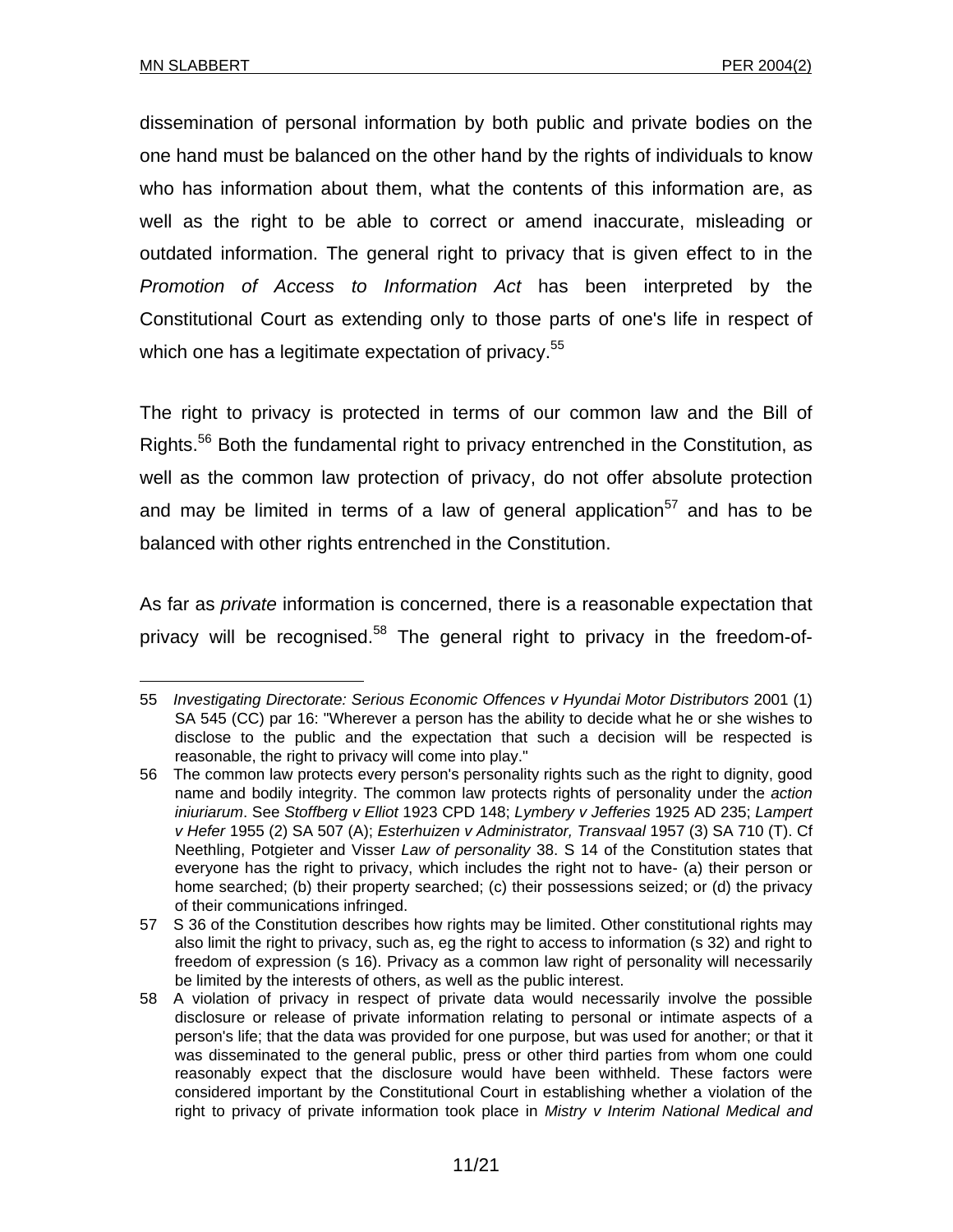dissemination of personal information by both public and private bodies on the one hand must be balanced on the other hand by the rights of individuals to know who has information about them, what the contents of this information are, as well as the right to be able to correct or amend inaccurate, misleading or outdated information. The general right to privacy that is given effect to in the *Promotion of Access to Information Act* has been interpreted by the Constitutional Court as extending only to those parts of one's life in respect of which one has a legitimate expectation of privacy.[55]

The right to privacy is protected in terms of our common law and the Bill of Rights.[56] Both the fundamental right to privacy entrenched in the Constitution, as well as the common law protection of privacy, do not offer absolute protection and may be limited in terms of a law of general application[57] and has to be balanced with other rights entrenched in the Constitution.

As far as *private* information is concerned, there is a reasonable expectation that privacy will be recognised.[58] The general right to privacy in the freedom-of-

---

55 *Investigating Directorate: Serious Economic Offences v Hyundai Motor Distributors* 2001 (1) SA 545 (CC) par 16: "Wherever a person has the ability to decide what he or she wishes to disclose to the public and the expectation that such a decision will be respected is reasonable, the right to privacy will come into play."

56 The common law protects every person's personality rights such as the right to dignity, good name and bodily integrity. The common law protects rights of personality under the *action iniuriarum*. See *Stoffberg v Elliot* 1923 CPD 148; *Lymbery v Jefferies* 1925 AD 235; *Lampert v Hefer* 1955 (2) SA 507 (A); *Esterhuizen v Administrator, Transvaal* 1957 (3) SA 710 (T). Cf Neethling, Potgieter and Visser *Law of personality* 38. S 14 of the Constitution states that everyone has the right to privacy, which includes the right not to have- (a) their person or home searched; (b) their property searched; (c) their possessions seized; or (d) the privacy of their communications infringed.

57 S 36 of the Constitution describes how rights may be limited. Other constitutional rights may also limit the right to privacy, such as, eg the right to access to information (s 32) and right to freedom of expression (s 16). Privacy as a common law right of personality will necessarily be limited by the interests of others, as well as the public interest.

58 A violation of privacy in respect of private data would necessarily involve the possible disclosure or release of private information relating to personal or intimate aspects of a person's life; that the data was provided for one purpose, but was used for another; or that it was disseminated to the general public, press or other third parties from whom one could reasonably expect that the disclosure would have been withheld. These factors were considered important by the Constitutional Court in establishing whether a violation of the right to privacy of private information took place in *Mistry v Interim National Medical and*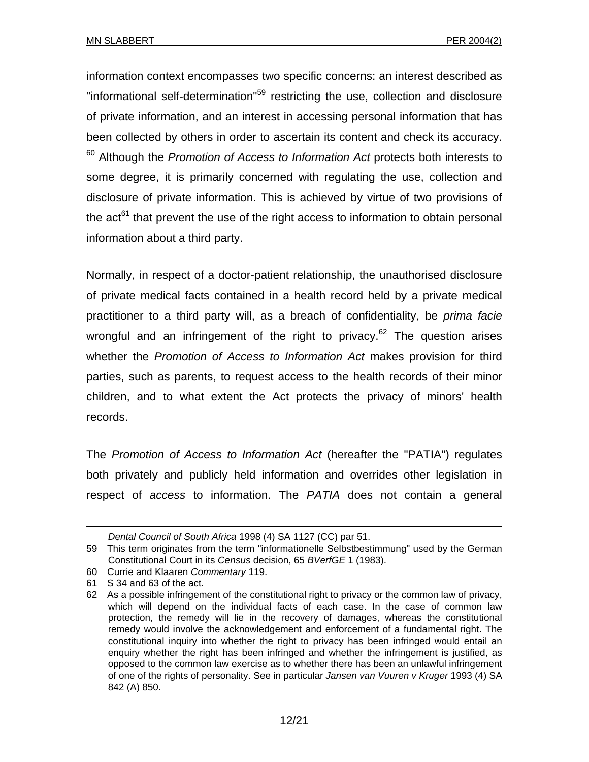information context encompasses two specific concerns: an interest described as "informational self-determination"[59] restricting the use, collection and disclosure of private information, and an interest in accessing personal information that has been collected by others in order to ascertain its content and check its accuracy. [60] Although the *Promotion of Access to Information Act* protects both interests to some degree, it is primarily concerned with regulating the use, collection and disclosure of private information. This is achieved by virtue of two provisions of the act[61] that prevent the use of the right access to information to obtain personal information about a third party.

Normally, in respect of a doctor-patient relationship, the unauthorised disclosure of private medical facts contained in a health record held by a private medical practitioner to a third party will, as a breach of confidentiality, be *prima facie* wrongful and an infringement of the right to privacy.[62] The question arises whether the *Promotion of Access to Information Act* makes provision for third parties, such as parents, to request access to the health records of their minor children, and to what extent the Act protects the privacy of minors' health records.

The *Promotion of Access to Information Act* (hereafter the "PATIA") regulates both privately and publicly held information and overrides other legislation in respect of *access* to information. The *PATIA* does not contain a general

---

*Dental Council of South Africa* 1998 (4) SA 1127 (CC) par 51.

59 This term originates from the term "informationelle Selbstbestimmung" used by the German Constitutional Court in its *Census* decision, 65 *BVerfGE* 1 (1983).

60 Currie and Klaaren *Commentary* 119.

61 S 34 and 63 of the act.

62 As a possible infringement of the constitutional right to privacy or the common law of privacy, which will depend on the individual facts of each case. In the case of common law protection, the remedy will lie in the recovery of damages, whereas the constitutional remedy would involve the acknowledgement and enforcement of a fundamental right. The constitutional inquiry into whether the right to privacy has been infringed would entail an enquiry whether the right has been infringed and whether the infringement is justified, as opposed to the common law exercise as to whether there has been an unlawful infringement of one of the rights of personality. See in particular *Jansen van Vuuren v Kruger* 1993 (4) SA 842 (A) 850.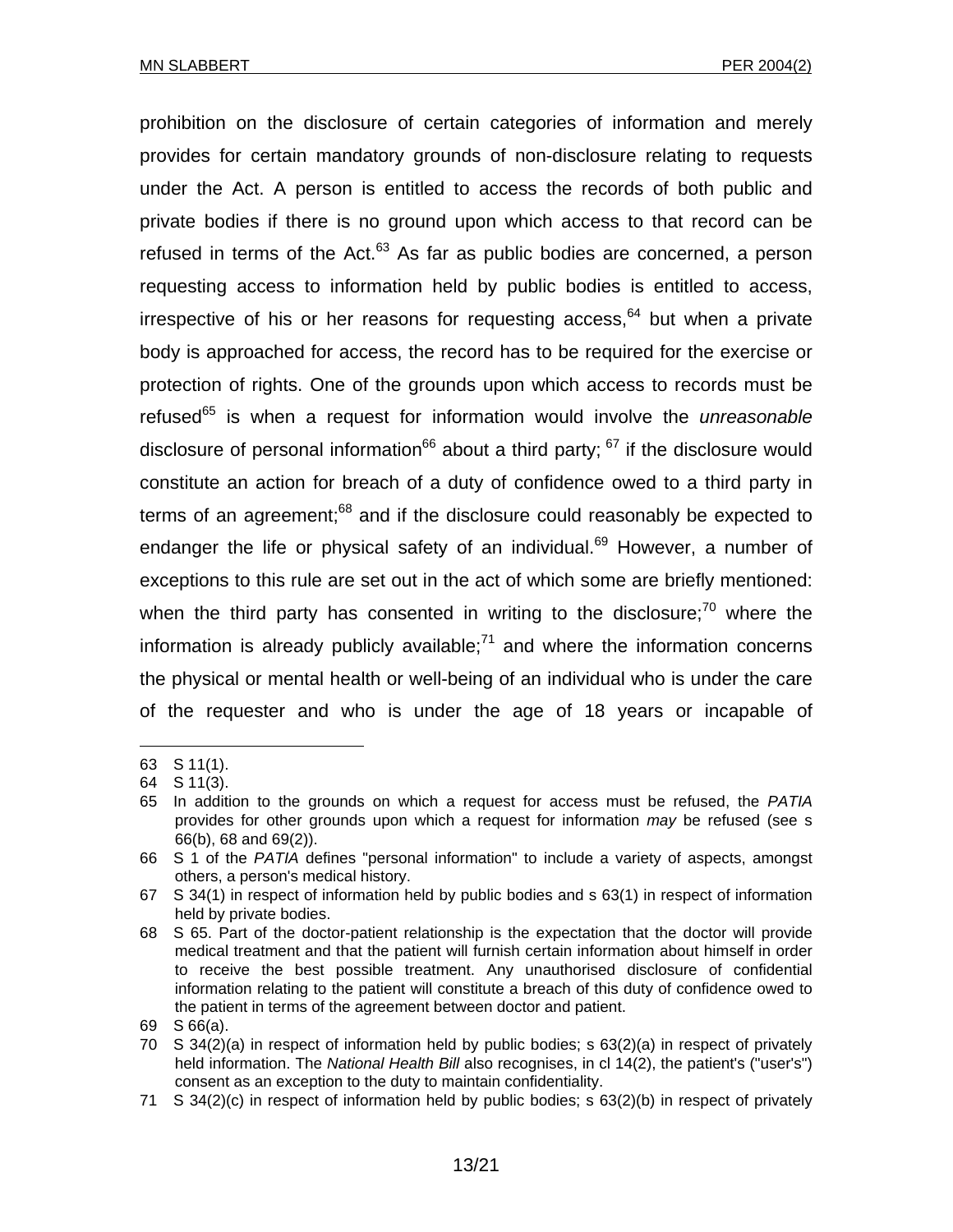prohibition on the disclosure of certain categories of information and merely provides for certain mandatory grounds of non-disclosure relating to requests under the Act. A person is entitled to access the records of both public and private bodies if there is no ground upon which access to that record can be refused in terms of the Act.[63] As far as public bodies are concerned, a person requesting access to information held by public bodies is entitled to access, irrespective of his or her reasons for requesting access,[64] but when a private body is approached for access, the record has to be required for the exercise or protection of rights. One of the grounds upon which access to records must be refused[65] is when a request for information would involve the *unreasonable* disclosure of personal information[66] about a third party; [67] if the disclosure would constitute an action for breach of a duty of confidence owed to a third party in terms of an agreement;[68] and if the disclosure could reasonably be expected to endanger the life or physical safety of an individual.[69] However, a number of exceptions to this rule are set out in the act of which some are briefly mentioned: when the third party has consented in writing to the disclosure;[70] where the information is already publicly available;[71] and where the information concerns the physical or mental health or well-being of an individual who is under the care of the requester and who is under the age of 18 years or incapable of

---

63 S 11(1).

64 S 11(3).

65 In addition to the grounds on which a request for access must be refused, the *PATIA* provides for other grounds upon which a request for information *may* be refused (see s 66(b), 68 and 69(2)).

66 S 1 of the *PATIA* defines "personal information" to include a variety of aspects, amongst others, a person's medical history.

67 S 34(1) in respect of information held by public bodies and s 63(1) in respect of information held by private bodies.

68 S 65. Part of the doctor-patient relationship is the expectation that the doctor will provide medical treatment and that the patient will furnish certain information about himself in order to receive the best possible treatment. Any unauthorised disclosure of confidential information relating to the patient will constitute a breach of this duty of confidence owed to the patient in terms of the agreement between doctor and patient.

69 S 66(a).

70 S 34(2)(a) in respect of information held by public bodies; s 63(2)(a) in respect of privately held information. The *National Health Bill* also recognises, in cl 14(2), the patient's ("user's") consent as an exception to the duty to maintain confidentiality.

71 S 34(2)(c) in respect of information held by public bodies; s 63(2)(b) in respect of privately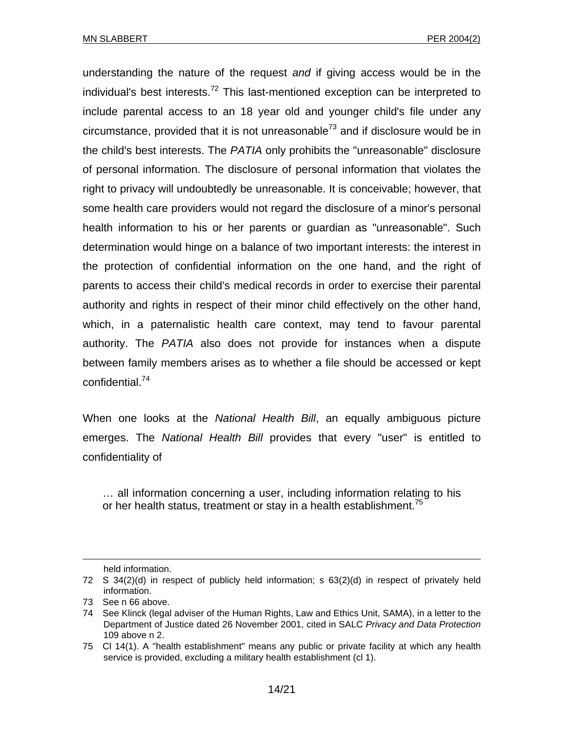understanding the nature of the request *and* if giving access would be in the individual's best interests.[72] This last-mentioned exception can be interpreted to include parental access to an 18 year old and younger child's file under any circumstance, provided that it is not unreasonable[73] and if disclosure would be in the child's best interests. The *PATIA* only prohibits the "unreasonable" disclosure of personal information. The disclosure of personal information that violates the right to privacy will undoubtedly be unreasonable. It is conceivable; however, that some health care providers would not regard the disclosure of a minor's personal health information to his or her parents or guardian as "unreasonable". Such determination would hinge on a balance of two important interests: the interest in the protection of confidential information on the one hand, and the right of parents to access their child's medical records in order to exercise their parental authority and rights in respect of their minor child effectively on the other hand, which, in a paternalistic health care context, may tend to favour parental authority. The *PATIA* also does not provide for instances when a dispute between family members arises as to whether a file should be accessed or kept confidential.[74]

When one looks at the *National Health Bill*, an equally ambiguous picture emerges. The *National Health Bill* provides that every "user" is entitled to confidentiality of

> … all information concerning a user, including information relating to his or her health status, treatment or stay in a health establishment.[75]

---

held information.

72 S 34(2)(d) in respect of publicly held information; s 63(2)(d) in respect of privately held information.

73 See n 66 above.

74 See Klinck (legal adviser of the Human Rights, Law and Ethics Unit, SAMA), in a letter to the Department of Justice dated 26 November 2001, cited in SALC *Privacy and Data Protection* 109 above n 2.

75 Cl 14(1). A "health establishment" means any public or private facility at which any health service is provided, excluding a military health establishment (cl 1).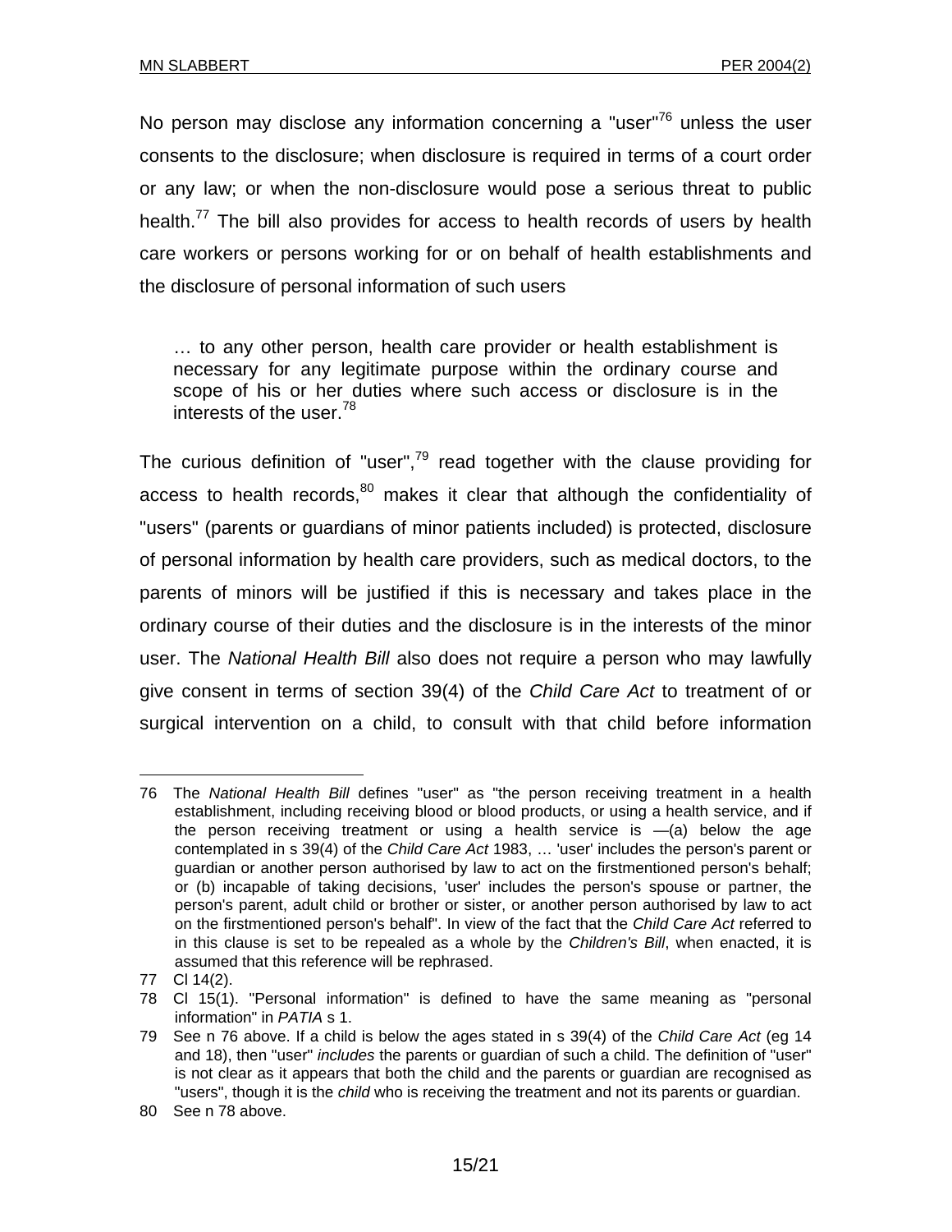No person may disclose any information concerning a "user"[76] unless the user consents to the disclosure; when disclosure is required in terms of a court order or any law; or when the non-disclosure would pose a serious threat to public health.[77] The bill also provides for access to health records of users by health care workers or persons working for or on behalf of health establishments and the disclosure of personal information of such users

> … to any other person, health care provider or health establishment is necessary for any legitimate purpose within the ordinary course and scope of his or her duties where such access or disclosure is in the interests of the user.[78]

The curious definition of "user",[79] read together with the clause providing for access to health records,[80] makes it clear that although the confidentiality of "users" (parents or guardians of minor patients included) is protected, disclosure of personal information by health care providers, such as medical doctors, to the parents of minors will be justified if this is necessary and takes place in the ordinary course of their duties and the disclosure is in the interests of the minor user. The *National Health Bill* also does not require a person who may lawfully give consent in terms of section 39(4) of the *Child Care Act* to treatment of or surgical intervention on a child, to consult with that child before information

---

76 The *National Health Bill* defines "user" as "the person receiving treatment in a health establishment, including receiving blood or blood products, or using a health service, and if the person receiving treatment or using a health service is —(a) below the age contemplated in s 39(4) of the *Child Care Act* 1983, … 'user' includes the person's parent or guardian or another person authorised by law to act on the firstmentioned person's behalf; or (b) incapable of taking decisions, 'user' includes the person's spouse or partner, the person's parent, adult child or brother or sister, or another person authorised by law to act on the firstmentioned person's behalf". In view of the fact that the *Child Care Act* referred to in this clause is set to be repealed as a whole by the *Children's Bill*, when enacted, it is assumed that this reference will be rephrased.

77 Cl 14(2).

78 Cl 15(1). "Personal information" is defined to have the same meaning as "personal information" in *PATIA* s 1.

79 See n 76 above. If a child is below the ages stated in s 39(4) of the *Child Care Act* (eg 14 and 18), then "user" *includes* the parents or guardian of such a child. The definition of "user" is not clear as it appears that both the child and the parents or guardian are recognised as "users", though it is the *child* who is receiving the treatment and not its parents or guardian.

80 See n 78 above.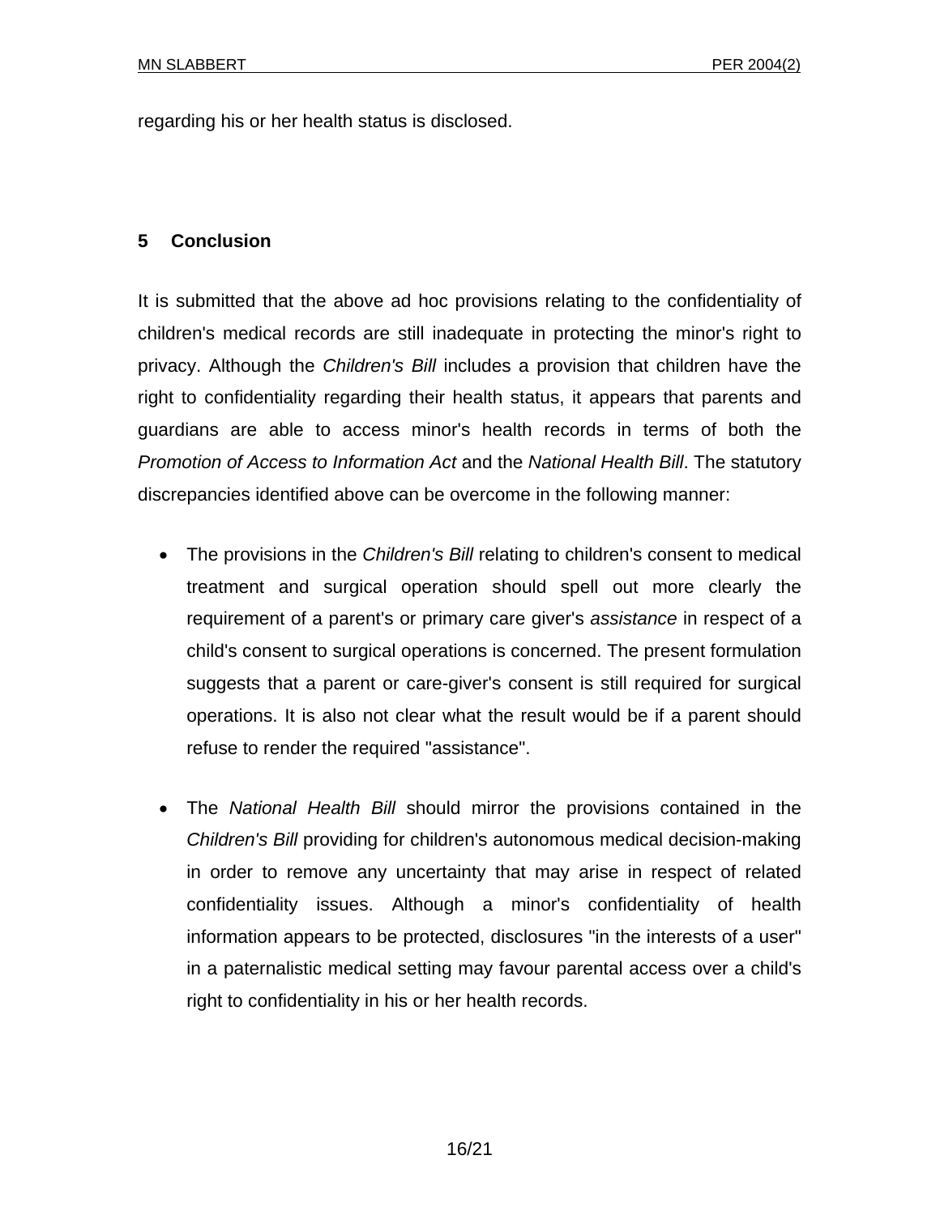regarding his or her health status is disclosed.

## 5 Conclusion

It is submitted that the above ad hoc provisions relating to the confidentiality of children's medical records are still inadequate in protecting the minor's right to privacy. Although the *Children's Bill* includes a provision that children have the right to confidentiality regarding their health status, it appears that parents and guardians are able to access minor's health records in terms of both the *Promotion of Access to Information Act* and the *National Health Bill*. The statutory discrepancies identified above can be overcome in the following manner:

- The provisions in the *Children's Bill* relating to children's consent to medical treatment and surgical operation should spell out more clearly the requirement of a parent's or primary care giver's *assistance* in respect of a child's consent to surgical operations is concerned. The present formulation suggests that a parent or care-giver's consent is still required for surgical operations. It is also not clear what the result would be if a parent should refuse to render the required "assistance".

- The *National Health Bill* should mirror the provisions contained in the *Children's Bill* providing for children's autonomous medical decision-making in order to remove any uncertainty that may arise in respect of related confidentiality issues. Although a minor's confidentiality of health information appears to be protected, disclosures "in the interests of a user" in a paternalistic medical setting may favour parental access over a child's right to confidentiality in his or her health records.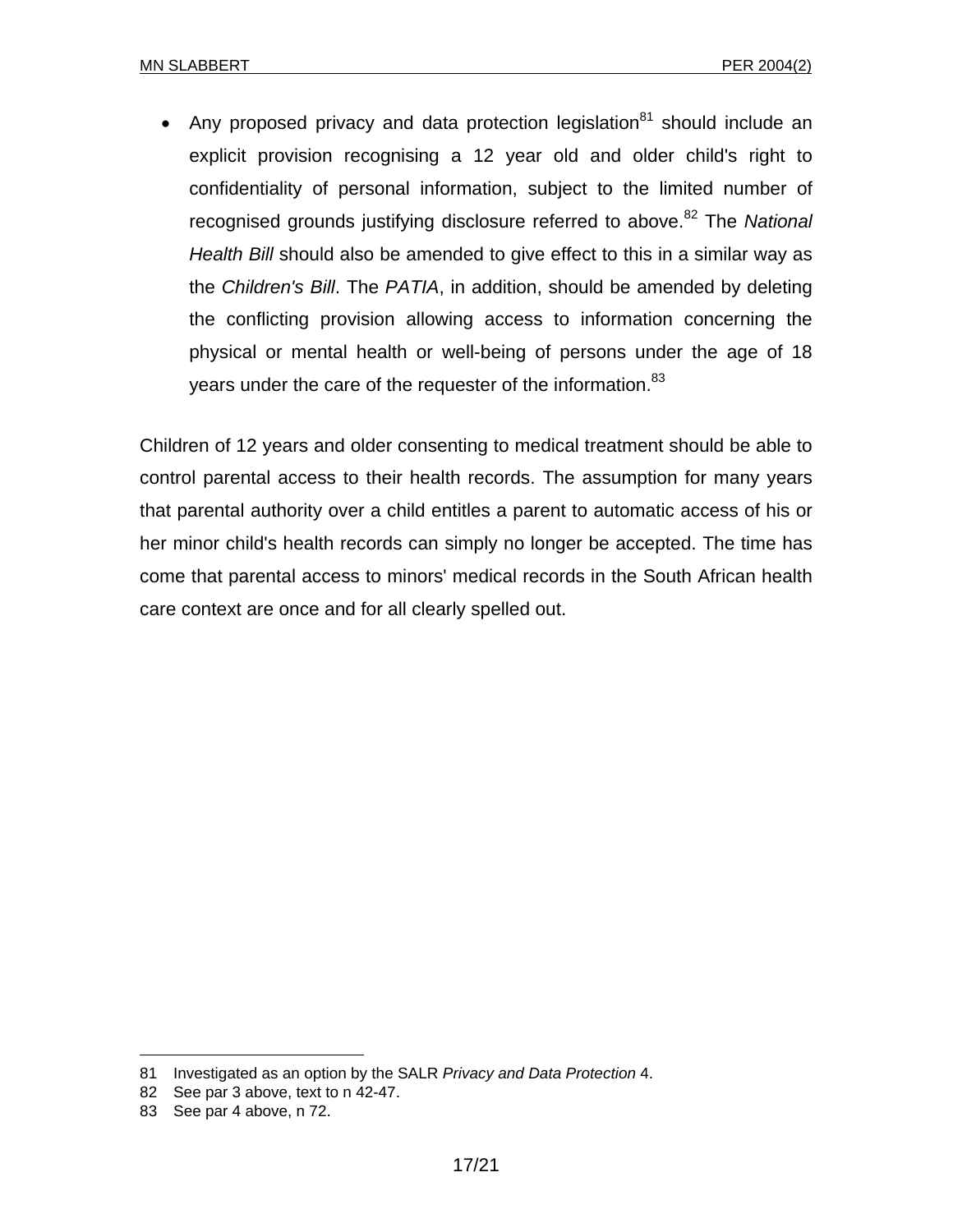- Any proposed privacy and data protection legislation[81] should include an explicit provision recognising a 12 year old and older child's right to confidentiality of personal information, subject to the limited number of recognised grounds justifying disclosure referred to above.[82] The *National Health Bill* should also be amended to give effect to this in a similar way as the *Children's Bill*. The *PATIA*, in addition, should be amended by deleting the conflicting provision allowing access to information concerning the physical or mental health or well-being of persons under the age of 18 years under the care of the requester of the information.[83]

Children of 12 years and older consenting to medical treatment should be able to control parental access to their health records. The assumption for many years that parental authority over a child entitles a parent to automatic access of his or her minor child's health records can simply no longer be accepted. The time has come that parental access to minors' medical records in the South African health care context are once and for all clearly spelled out.

---

81 Investigated as an option by the SALR *Privacy and Data Protection* 4.

82 See par 3 above, text to n 42-47.

83 See par 4 above, n 72.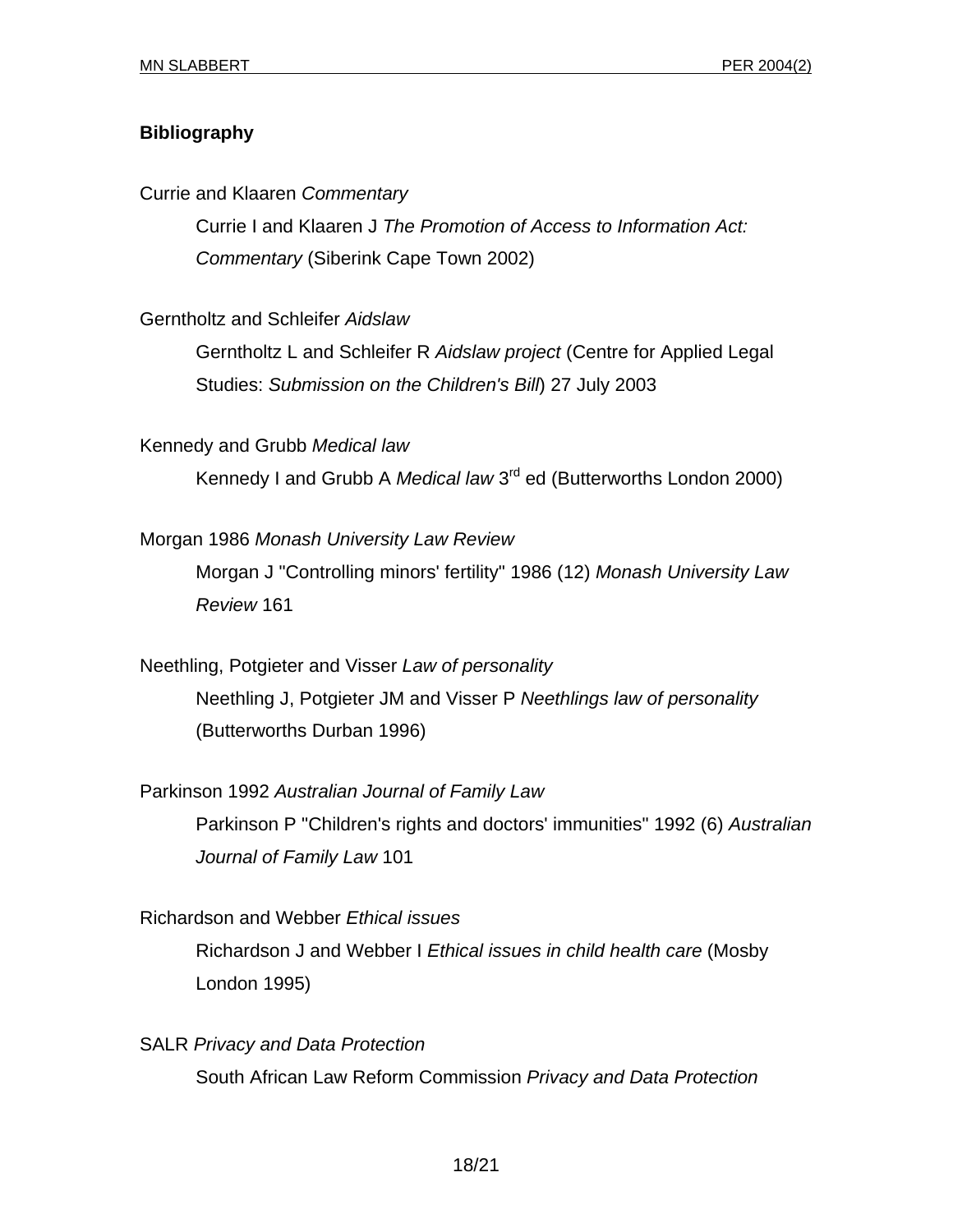**Bibliography**

Currie and Klaaren *Commentary*

Currie I and Klaaren J *The Promotion of Access to Information Act: Commentary* (Siberink Cape Town 2002)

Gerntholtz and Schleifer *Aidslaw*

Gerntholtz L and Schleifer R *Aidslaw project* (Centre for Applied Legal Studies: *Submission on the Children's Bill*) 27 July 2003

Kennedy and Grubb *Medical law*

Kennedy I and Grubb A *Medical law* 3rd ed (Butterworths London 2000)

Morgan 1986 *Monash University Law Review*

Morgan J "Controlling minors' fertility" 1986 (12) *Monash University Law Review* 161

Neethling, Potgieter and Visser *Law of personality*

Neethling J, Potgieter JM and Visser P *Neethlings law of personality* (Butterworths Durban 1996)

Parkinson 1992 *Australian Journal of Family Law*

Parkinson P "Children's rights and doctors' immunities" 1992 (6) *Australian Journal of Family Law* 101

Richardson and Webber *Ethical issues*

Richardson J and Webber I *Ethical issues in child health care* (Mosby London 1995)

SALR *Privacy and Data Protection*

South African Law Reform Commission *Privacy and Data Protection*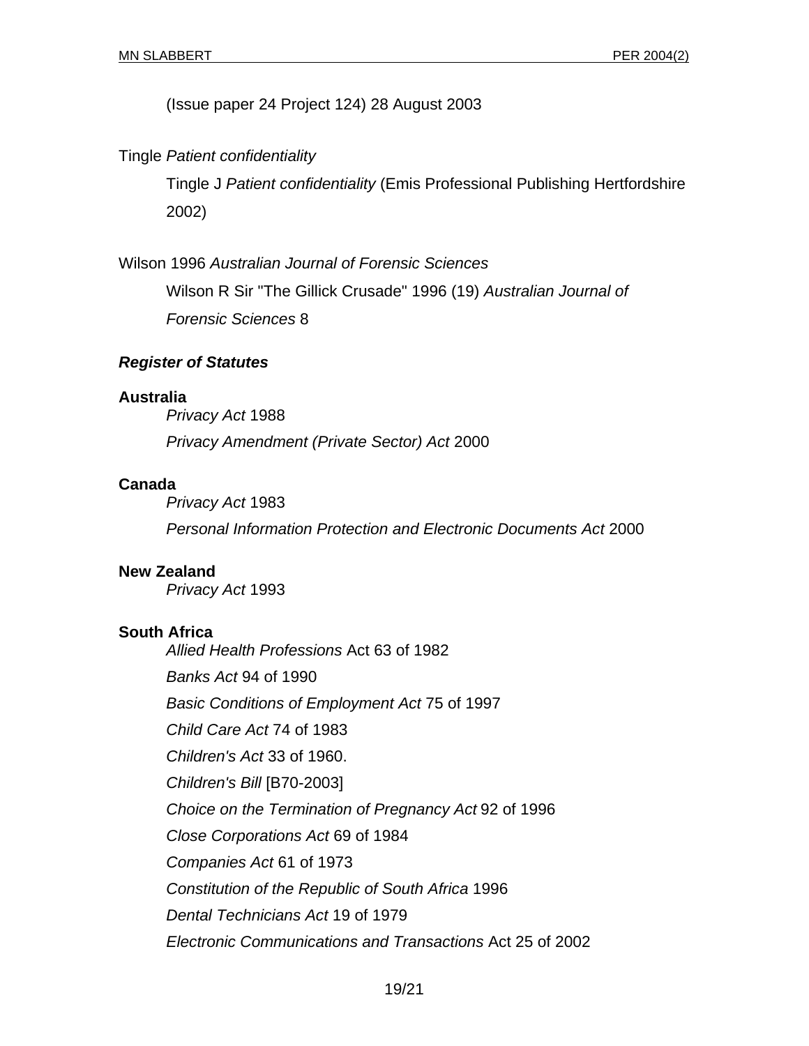(Issue paper 24 Project 124) 28 August 2003

Tingle *Patient confidentiality*

Tingle J *Patient confidentiality* (Emis Professional Publishing Hertfordshire 2002)

Wilson 1996 *Australian Journal of Forensic Sciences*

Wilson R Sir "The Gillick Crusade" 1996 (19) *Australian Journal of Forensic Sciences* 8

***Register of Statutes***

**Australia**

*Privacy Act* 1988

*Privacy Amendment (Private Sector) Act* 2000

**Canada**

*Privacy Act* 1983

*Personal Information Protection and Electronic Documents Act* 2000

**New Zealand**

*Privacy Act* 1993

**South Africa**

*Allied Health Professions* Act 63 of 1982

*Banks Act* 94 of 1990

*Basic Conditions of Employment Act* 75 of 1997

*Child Care Act* 74 of 1983

*Children's Act* 33 of 1960.

*Children's Bill* [B70-2003]

*Choice on the Termination of Pregnancy Act* 92 of 1996

*Close Corporations Act* 69 of 1984

*Companies Act* 61 of 1973

*Constitution of the Republic of South Africa* 1996

*Dental Technicians Act* 19 of 1979

*Electronic Communications and Transactions* Act 25 of 2002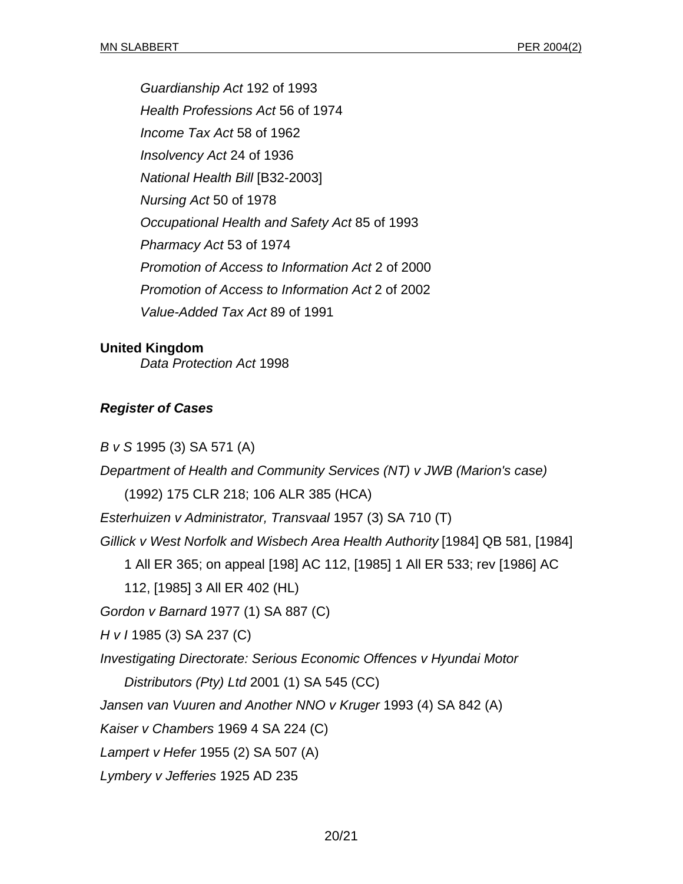*Guardianship Act* 192 of 1993

*Health Professions Act* 56 of 1974

*Income Tax Act* 58 of 1962

*Insolvency Act* 24 of 1936

*National Health Bill* [B32-2003]

*Nursing Act* 50 of 1978

*Occupational Health and Safety Act* 85 of 1993

*Pharmacy Act* 53 of 1974

*Promotion of Access to Information Act* 2 of 2000

*Promotion of Access to Information Act* 2 of 2002

*Value-Added Tax Act* 89 of 1991

**United Kingdom**

*Data Protection Act* 1998

***Register of Cases***

*B v S* 1995 (3) SA 571 (A)

*Department of Health and Community Services (NT) v JWB (Marion's case)* (1992) 175 CLR 218; 106 ALR 385 (HCA)

*Esterhuizen v Administrator, Transvaal* 1957 (3) SA 710 (T)

*Gillick v West Norfolk and Wisbech Area Health Authority* [1984] QB 581, [1984] 1 All ER 365; on appeal [198] AC 112, [1985] 1 All ER 533; rev [1986] AC 112, [1985] 3 All ER 402 (HL)

*Gordon v Barnard* 1977 (1) SA 887 (C)

*H v I* 1985 (3) SA 237 (C)

*Investigating Directorate: Serious Economic Offences v Hyundai Motor Distributors (Pty) Ltd* 2001 (1) SA 545 (CC)

*Jansen van Vuuren and Another NNO v Kruger* 1993 (4) SA 842 (A)

*Kaiser v Chambers* 1969 4 SA 224 (C)

*Lampert v Hefer* 1955 (2) SA 507 (A)

*Lymbery v Jefferies* 1925 AD 235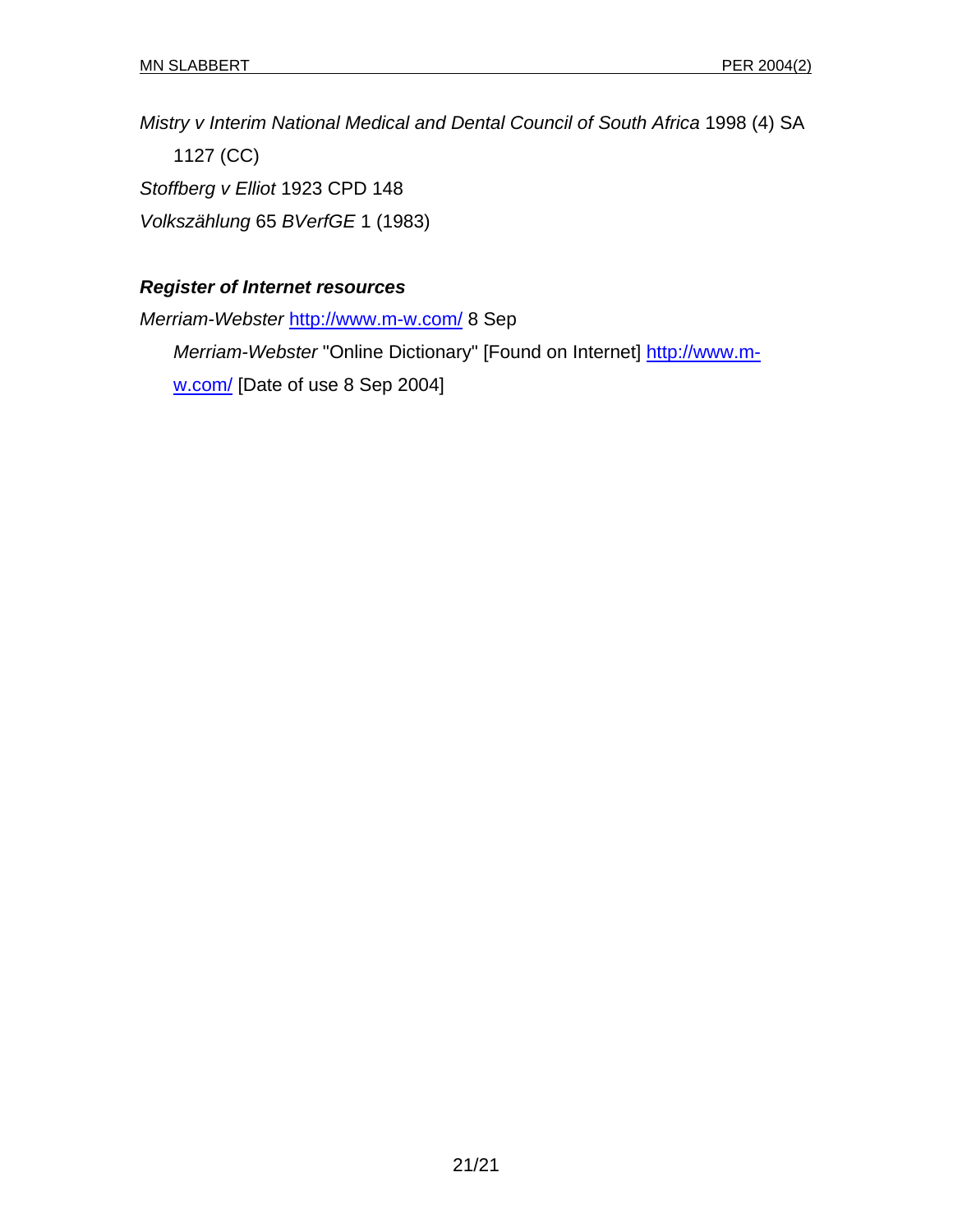*Mistry v Interim National Medical and Dental Council of South Africa* 1998 (4) SA 1127 (CC)

*Stoffberg v Elliot* 1923 CPD 148

*Volkszählung* 65 *BVerfGE* 1 (1983)

***Register of Internet resources***

*Merriam-Webster* http://www.m-w.com/ 8 Sep

*Merriam-Webster* "Online Dictionary" [Found on Internet] http://www.m-w.com/ [Date of use 8 Sep 2004]